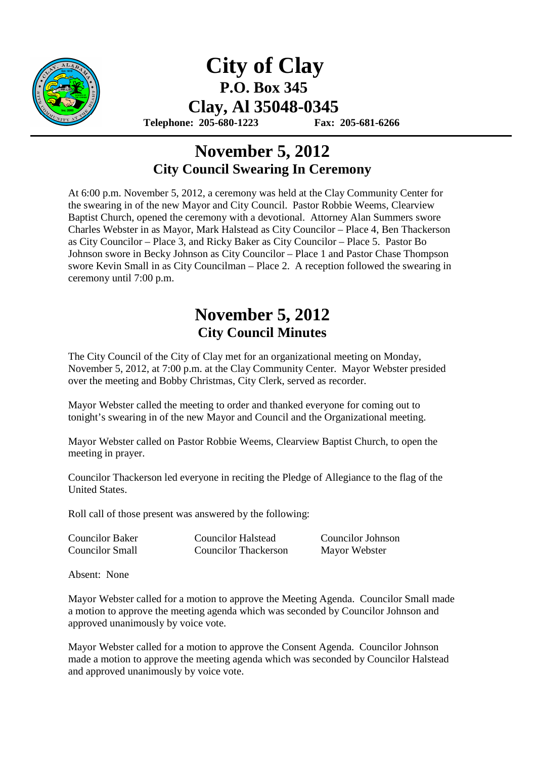# City of Clay

**P.O. Box 345**

**Clay, Al 35048-0345**

**Telephone: 205-680-1223 Fax: 205-681-6266**

---

## November 5, 2012

### City Council Swearing In Ceremony

At 6:00 p.m. November 5, 2012, a ceremony was held at the Clay Community Center for the swearing in of the new Mayor and City Council. Pastor Robbie Weems, Clearview Baptist Church, opened the ceremony with a devotional. Attorney Alan Summers swore Charles Webster in as Mayor, Mark Halstead as City Councilor – Place 4, Ben Thackerson as City Councilor – Place 3, and Ricky Baker as City Councilor – Place 5. Pastor Bo Johnson swore in Becky Johnson as City Councilor – Place 1 and Pastor Chase Thompson swore Kevin Small in as City Councilman – Place 2. A reception followed the swearing in ceremony until 7:00 p.m.

## November 5, 2012

### City Council Minutes

The City Council of the City of Clay met for an organizational meeting on Monday, November 5, 2012, at 7:00 p.m. at the Clay Community Center. Mayor Webster presided over the meeting and Bobby Christmas, City Clerk, served as recorder.

Mayor Webster called the meeting to order and thanked everyone for coming out to tonight's swearing in of the new Mayor and Council and the Organizational meeting.

Mayor Webster called on Pastor Robbie Weems, Clearview Baptist Church, to open the meeting in prayer.

Councilor Thackerson led everyone in reciting the Pledge of Allegiance to the flag of the United States.

Roll call of those present was answered by the following:

| | | |
|---|---|---|
| Councilor Baker | Councilor Halstead | Councilor Johnson |
| Councilor Small | Councilor Thackerson | Mayor Webster |

Absent: None

Mayor Webster called for a motion to approve the Meeting Agenda. Councilor Small made a motion to approve the meeting agenda which was seconded by Councilor Johnson and approved unanimously by voice vote.

Mayor Webster called for a motion to approve the Consent Agenda. Councilor Johnson made a motion to approve the meeting agenda which was seconded by Councilor Halstead and approved unanimously by voice vote.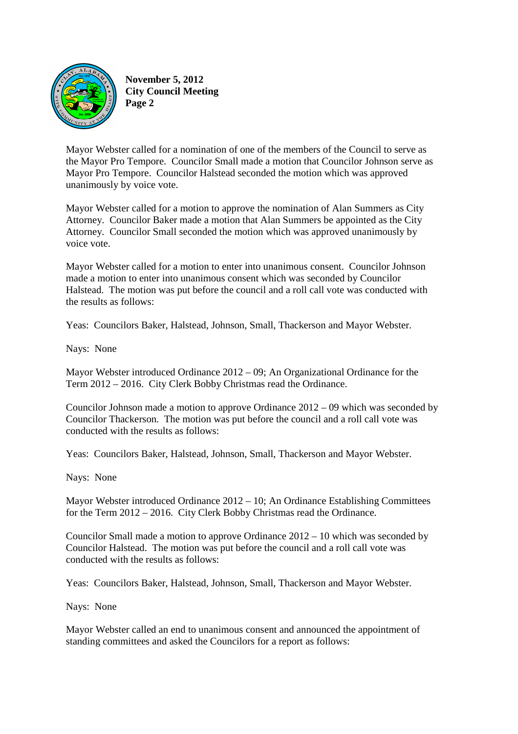Mayor Webster called for a nomination of one of the members of the Council to serve as the Mayor Pro Tempore. Councilor Small made a motion that Councilor Johnson serve as Mayor Pro Tempore. Councilor Halstead seconded the motion which was approved unanimously by voice vote.

Mayor Webster called for a motion to approve the nomination of Alan Summers as City Attorney. Councilor Baker made a motion that Alan Summers be appointed as the City Attorney. Councilor Small seconded the motion which was approved unanimously by voice vote.

Mayor Webster called for a motion to enter into unanimous consent. Councilor Johnson made a motion to enter into unanimous consent which was seconded by Councilor Halstead. The motion was put before the council and a roll call vote was conducted with the results as follows:

Yeas: Councilors Baker, Halstead, Johnson, Small, Thackerson and Mayor Webster.

Nays: None

Mayor Webster introduced Ordinance 2012 – 09; An Organizational Ordinance for the Term 2012 – 2016. City Clerk Bobby Christmas read the Ordinance.

Councilor Johnson made a motion to approve Ordinance 2012 – 09 which was seconded by Councilor Thackerson. The motion was put before the council and a roll call vote was conducted with the results as follows:

Yeas: Councilors Baker, Halstead, Johnson, Small, Thackerson and Mayor Webster.

Nays: None

Mayor Webster introduced Ordinance 2012 – 10; An Ordinance Establishing Committees for the Term 2012 – 2016. City Clerk Bobby Christmas read the Ordinance.

Councilor Small made a motion to approve Ordinance 2012 – 10 which was seconded by Councilor Halstead. The motion was put before the council and a roll call vote was conducted with the results as follows:

Yeas: Councilors Baker, Halstead, Johnson, Small, Thackerson and Mayor Webster.

Nays: None

Mayor Webster called an end to unanimous consent and announced the appointment of standing committees and asked the Councilors for a report as follows: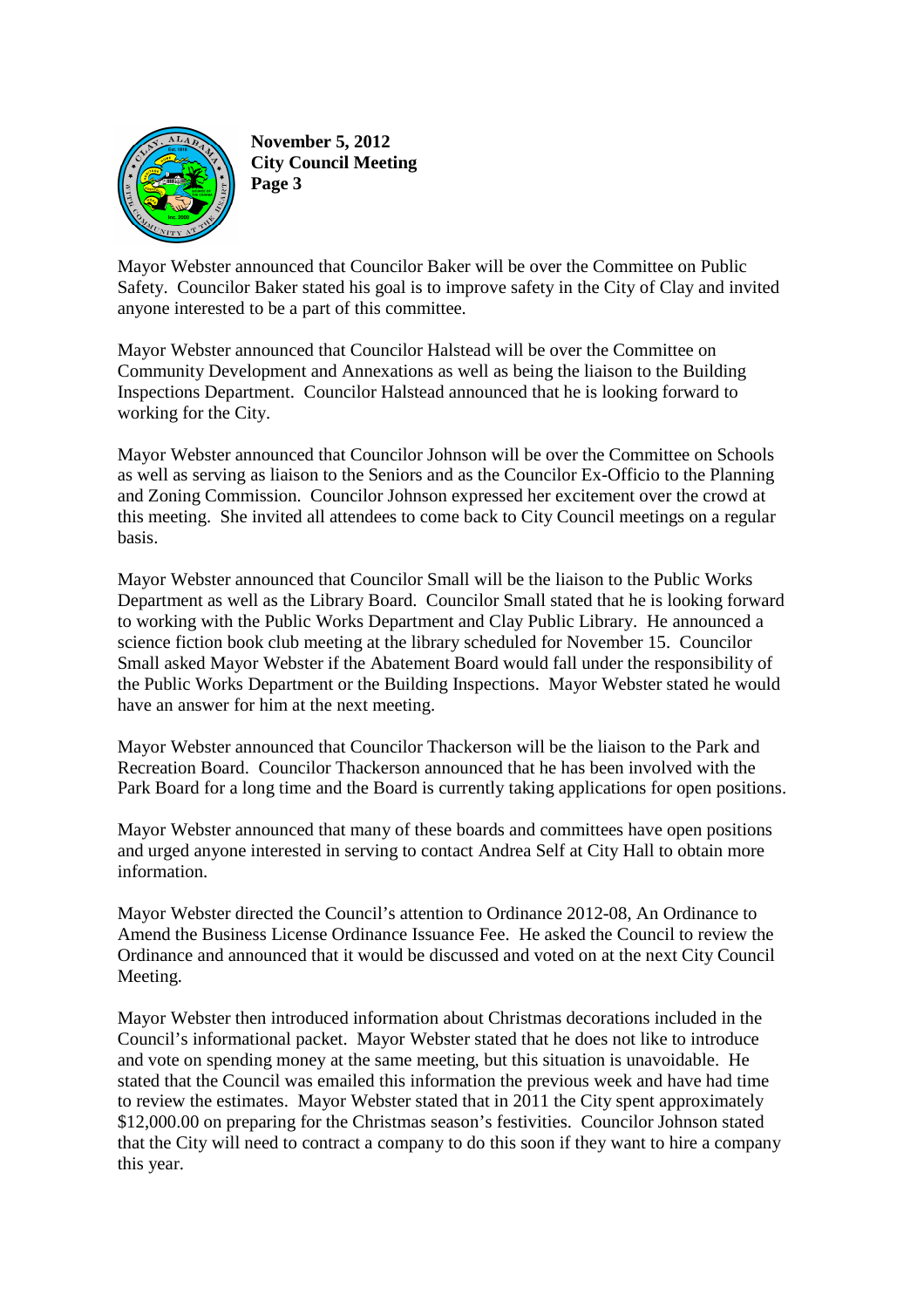Mayor Webster announced that Councilor Baker will be over the Committee on Public Safety. Councilor Baker stated his goal is to improve safety in the City of Clay and invited anyone interested to be a part of this committee.

Mayor Webster announced that Councilor Halstead will be over the Committee on Community Development and Annexations as well as being the liaison to the Building Inspections Department. Councilor Halstead announced that he is looking forward to working for the City.

Mayor Webster announced that Councilor Johnson will be over the Committee on Schools as well as serving as liaison to the Seniors and as the Councilor Ex-Officio to the Planning and Zoning Commission. Councilor Johnson expressed her excitement over the crowd at this meeting. She invited all attendees to come back to City Council meetings on a regular basis.

Mayor Webster announced that Councilor Small will be the liaison to the Public Works Department as well as the Library Board. Councilor Small stated that he is looking forward to working with the Public Works Department and Clay Public Library. He announced a science fiction book club meeting at the library scheduled for November 15. Councilor Small asked Mayor Webster if the Abatement Board would fall under the responsibility of the Public Works Department or the Building Inspections. Mayor Webster stated he would have an answer for him at the next meeting.

Mayor Webster announced that Councilor Thackerson will be the liaison to the Park and Recreation Board. Councilor Thackerson announced that he has been involved with the Park Board for a long time and the Board is currently taking applications for open positions.

Mayor Webster announced that many of these boards and committees have open positions and urged anyone interested in serving to contact Andrea Self at City Hall to obtain more information.

Mayor Webster directed the Council's attention to Ordinance 2012-08, An Ordinance to Amend the Business License Ordinance Issuance Fee. He asked the Council to review the Ordinance and announced that it would be discussed and voted on at the next City Council Meeting.

Mayor Webster then introduced information about Christmas decorations included in the Council's informational packet. Mayor Webster stated that he does not like to introduce and vote on spending money at the same meeting, but this situation is unavoidable. He stated that the Council was emailed this information the previous week and have had time to review the estimates. Mayor Webster stated that in 2011 the City spent approximately $12,000.00 on preparing for the Christmas season's festivities. Councilor Johnson stated that the City will need to contract a company to do this soon if they want to hire a company this year.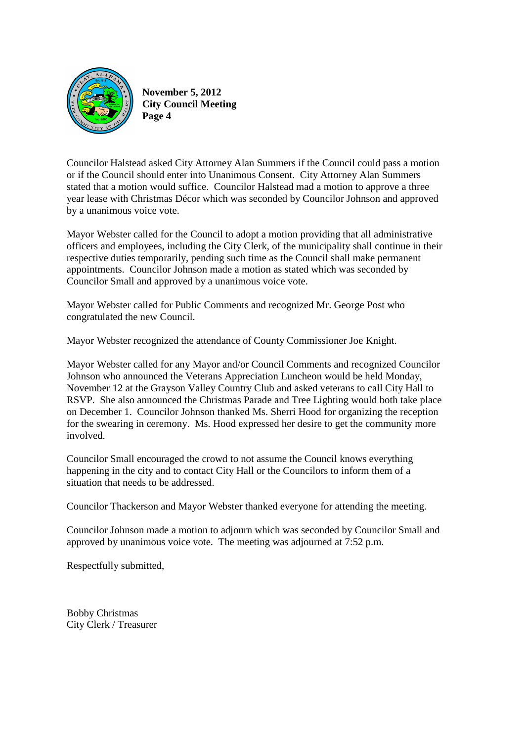Councilor Halstead asked City Attorney Alan Summers if the Council could pass a motion or if the Council should enter into Unanimous Consent. City Attorney Alan Summers stated that a motion would suffice. Councilor Halstead mad a motion to approve a three year lease with Christmas Décor which was seconded by Councilor Johnson and approved by a unanimous voice vote.

Mayor Webster called for the Council to adopt a motion providing that all administrative officers and employees, including the City Clerk, of the municipality shall continue in their respective duties temporarily, pending such time as the Council shall make permanent appointments. Councilor Johnson made a motion as stated which was seconded by Councilor Small and approved by a unanimous voice vote.

Mayor Webster called for Public Comments and recognized Mr. George Post who congratulated the new Council.

Mayor Webster recognized the attendance of County Commissioner Joe Knight.

Mayor Webster called for any Mayor and/or Council Comments and recognized Councilor Johnson who announced the Veterans Appreciation Luncheon would be held Monday, November 12 at the Grayson Valley Country Club and asked veterans to call City Hall to RSVP. She also announced the Christmas Parade and Tree Lighting would both take place on December 1. Councilor Johnson thanked Ms. Sherri Hood for organizing the reception for the swearing in ceremony. Ms. Hood expressed her desire to get the community more involved.

Councilor Small encouraged the crowd to not assume the Council knows everything happening in the city and to contact City Hall or the Councilors to inform them of a situation that needs to be addressed.

Councilor Thackerson and Mayor Webster thanked everyone for attending the meeting.

Councilor Johnson made a motion to adjourn which was seconded by Councilor Small and approved by unanimous voice vote. The meeting was adjourned at 7:52 p.m.

Respectfully submitted,

Bobby Christmas
City Clerk / Treasurer